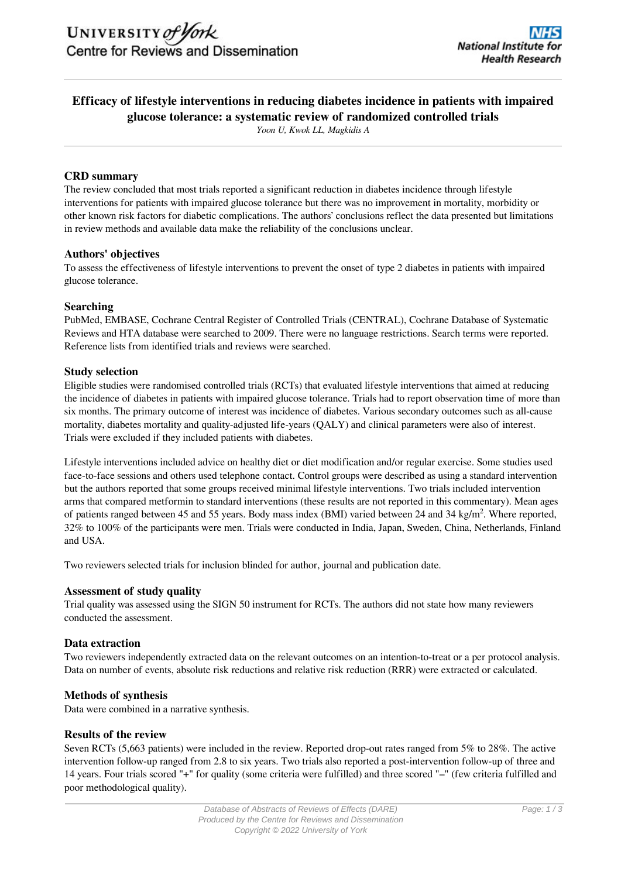# Efficacy of lifestyle interventions in reducing diabetes incidence in patients with impaired glucose tolerance: a systematic review of randomized controlled trials

*Yoon U, Kwok LL, Magkidis A*

## CRD summary

The review concluded that most trials reported a significant reduction in diabetes incidence through lifestyle interventions for patients with impaired glucose tolerance but there was no improvement in mortality, morbidity or other known risk factors for diabetic complications. The authors' conclusions reflect the data presented but limitations in review methods and available data make the reliability of the conclusions unclear.

## Authors' objectives

To assess the effectiveness of lifestyle interventions to prevent the onset of type 2 diabetes in patients with impaired glucose tolerance.

## Searching

PubMed, EMBASE, Cochrane Central Register of Controlled Trials (CENTRAL), Cochrane Database of Systematic Reviews and HTA database were searched to 2009. There were no language restrictions. Search terms were reported. Reference lists from identified trials and reviews were searched.

## Study selection

Eligible studies were randomised controlled trials (RCTs) that evaluated lifestyle interventions that aimed at reducing the incidence of diabetes in patients with impaired glucose tolerance. Trials had to report observation time of more than six months. The primary outcome of interest was incidence of diabetes. Various secondary outcomes such as all-cause mortality, diabetes mortality and quality-adjusted life-years (QALY) and clinical parameters were also of interest. Trials were excluded if they included patients with diabetes.

Lifestyle interventions included advice on healthy diet or diet modification and/or regular exercise. Some studies used face-to-face sessions and others used telephone contact. Control groups were described as using a standard intervention but the authors reported that some groups received minimal lifestyle interventions. Two trials included intervention arms that compared metformin to standard interventions (these results are not reported in this commentary). Mean ages of patients ranged between 45 and 55 years. Body mass index (BMI) varied between 24 and 34 kg/m$^2$. Where reported, 32% to 100% of the participants were men. Trials were conducted in India, Japan, Sweden, China, Netherlands, Finland and USA.

Two reviewers selected trials for inclusion blinded for author, journal and publication date.

## Assessment of study quality

Trial quality was assessed using the SIGN 50 instrument for RCTs. The authors did not state how many reviewers conducted the assessment.

## Data extraction

Two reviewers independently extracted data on the relevant outcomes on an intention-to-treat or a per protocol analysis. Data on number of events, absolute risk reductions and relative risk reduction (RRR) were extracted or calculated.

## Methods of synthesis

Data were combined in a narrative synthesis.

## Results of the review

Seven RCTs (5,663 patients) were included in the review. Reported drop-out rates ranged from 5% to 28%. The active intervention follow-up ranged from 2.8 to six years. Two trials also reported a post-intervention follow-up of three and 14 years. Four trials scored "+" for quality (some criteria were fulfilled) and three scored "–" (few criteria fulfilled and poor methodological quality).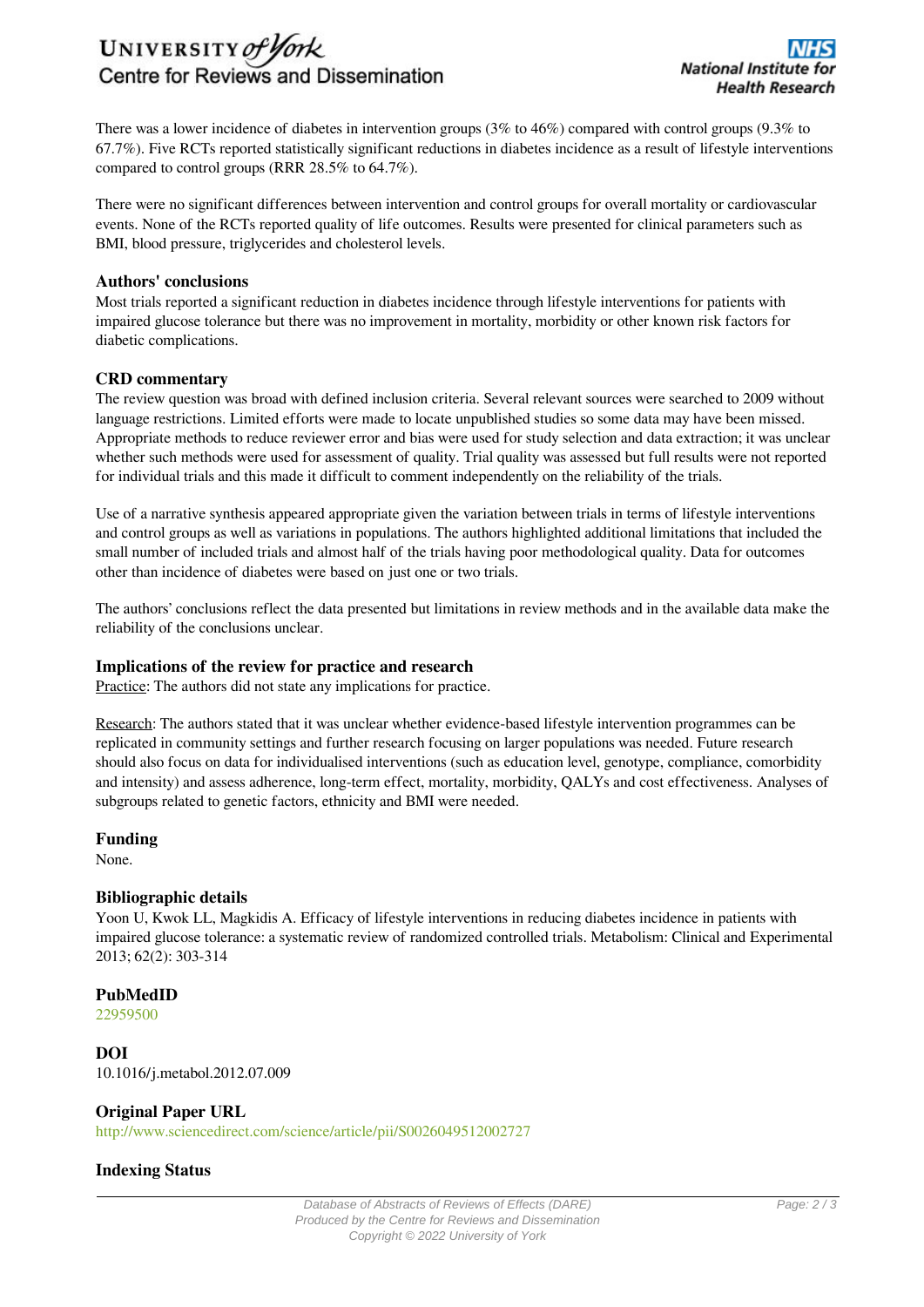There was a lower incidence of diabetes in intervention groups (3% to 46%) compared with control groups (9.3% to 67.7%). Five RCTs reported statistically significant reductions in diabetes incidence as a result of lifestyle interventions compared to control groups (RRR 28.5% to 64.7%).

There were no significant differences between intervention and control groups for overall mortality or cardiovascular events. None of the RCTs reported quality of life outcomes. Results were presented for clinical parameters such as BMI, blood pressure, triglycerides and cholesterol levels.

### Authors' conclusions

Most trials reported a significant reduction in diabetes incidence through lifestyle interventions for patients with impaired glucose tolerance but there was no improvement in mortality, morbidity or other known risk factors for diabetic complications.

### CRD commentary

The review question was broad with defined inclusion criteria. Several relevant sources were searched to 2009 without language restrictions. Limited efforts were made to locate unpublished studies so some data may have been missed. Appropriate methods to reduce reviewer error and bias were used for study selection and data extraction; it was unclear whether such methods were used for assessment of quality. Trial quality was assessed but full results were not reported for individual trials and this made it difficult to comment independently on the reliability of the trials.

Use of a narrative synthesis appeared appropriate given the variation between trials in terms of lifestyle interventions and control groups as well as variations in populations. The authors highlighted additional limitations that included the small number of included trials and almost half of the trials having poor methodological quality. Data for outcomes other than incidence of diabetes were based on just one or two trials.

The authors' conclusions reflect the data presented but limitations in review methods and in the available data make the reliability of the conclusions unclear.

### Implications of the review for practice and research

Practice: The authors did not state any implications for practice.

Research: The authors stated that it was unclear whether evidence-based lifestyle intervention programmes can be replicated in community settings and further research focusing on larger populations was needed. Future research should also focus on data for individualised interventions (such as education level, genotype, compliance, comorbidity and intensity) and assess adherence, long-term effect, mortality, morbidity, QALYs and cost effectiveness. Analyses of subgroups related to genetic factors, ethnicity and BMI were needed.

### Funding

None.

### Bibliographic details

Yoon U, Kwok LL, Magkidis A. Efficacy of lifestyle interventions in reducing diabetes incidence in patients with impaired glucose tolerance: a systematic review of randomized controlled trials. Metabolism: Clinical and Experimental 2013; 62(2): 303-314

### PubMedID

22959500

### DOI

10.1016/j.metabol.2012.07.009

### Original Paper URL

http://www.sciencedirect.com/science/article/pii/S0026049512002727

### Indexing Status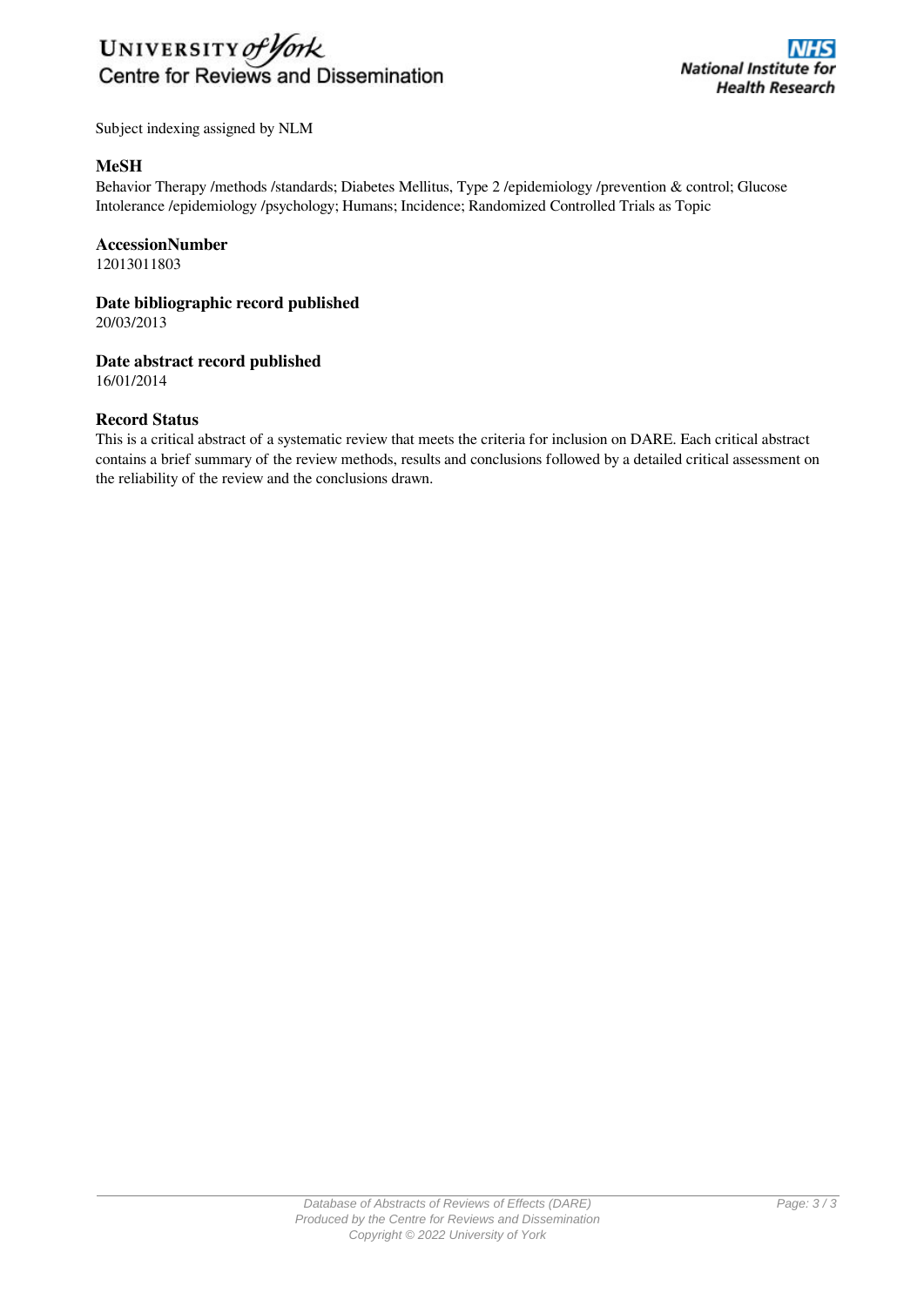Subject indexing assigned by NLM

### MeSH

Behavior Therapy /methods /standards; Diabetes Mellitus, Type 2 /epidemiology /prevention & control; Glucose Intolerance /epidemiology /psychology; Humans; Incidence; Randomized Controlled Trials as Topic

### AccessionNumber

12013011803

### Date bibliographic record published

20/03/2013

### Date abstract record published

16/01/2014

### Record Status

This is a critical abstract of a systematic review that meets the criteria for inclusion on DARE. Each critical abstract contains a brief summary of the review methods, results and conclusions followed by a detailed critical assessment on the reliability of the review and the conclusions drawn.